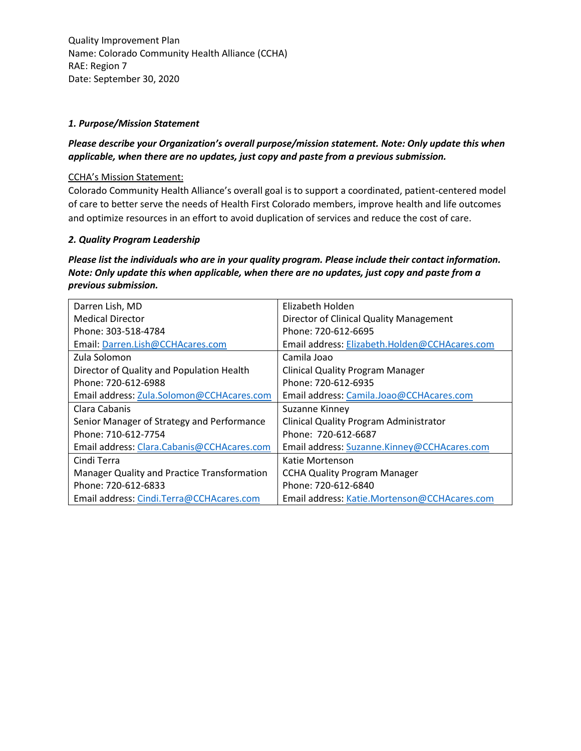Quality Improvement Plan
Name: Colorado Community Health Alliance (CCHA)
RAE: Region 7
Date: September 30, 2020

### *1. Purpose/Mission Statement*

***Please describe your Organization's overall purpose/mission statement. Note: Only update this when applicable, when there are no updates, just copy and paste from a previous submission.***

<u>CCHA's Mission Statement:</u>
Colorado Community Health Alliance's overall goal is to support a coordinated, patient-centered model of care to better serve the needs of Health First Colorado members, improve health and life outcomes and optimize resources in an effort to avoid duplication of services and reduce the cost of care.

### *2. Quality Program Leadership*

***Please list the individuals who are in your quality program. Please include their contact information. Note: Only update this when applicable, when there are no updates, just copy and paste from a previous submission.***

| | |
|---|---|
| Darren Lish, MD<br>Medical Director<br>Phone: 303-518-4784<br>Email: Darren.Lish@CCHAcares.com | Elizabeth Holden<br>Director of Clinical Quality Management<br>Phone: 720-612-6695<br>Email address: Elizabeth.Holden@CCHAcares.com |
| Zula Solomon<br>Director of Quality and Population Health<br>Phone: 720-612-6988<br>Email address: Zula.Solomon@CCHAcares.com | Camila Joao<br>Clinical Quality Program Manager<br>Phone: 720-612-6935<br>Email address: Camila.Joao@CCHAcares.com |
| Clara Cabanis<br>Senior Manager of Strategy and Performance<br>Phone: 710-612-7754<br>Email address: Clara.Cabanis@CCHAcares.com | Suzanne Kinney<br>Clinical Quality Program Administrator<br>Phone: 720-612-6687<br>Email address: Suzanne.Kinney@CCHAcares.com |
| Cindi Terra<br>Manager Quality and Practice Transformation<br>Phone: 720-612-6833<br>Email address: Cindi.Terra@CCHAcares.com | Katie Mortenson<br>CCHA Quality Program Manager<br>Phone: 720-612-6840<br>Email address: Katie.Mortenson@CCHAcares.com |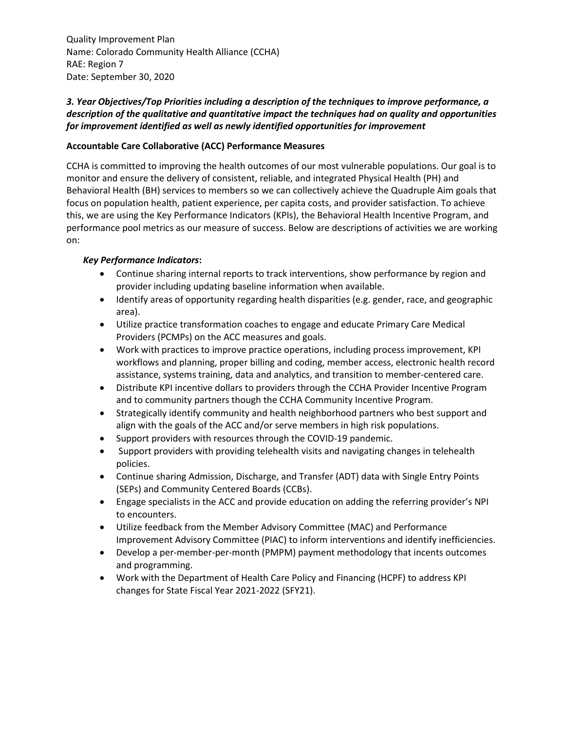Quality Improvement Plan
Name: Colorado Community Health Alliance (CCHA)
RAE: Region 7
Date: September 30, 2020

### *3. Year Objectives/Top Priorities including a description of the techniques to improve performance, a description of the qualitative and quantitative impact the techniques had on quality and opportunities for improvement identified as well as newly identified opportunities for improvement*

**Accountable Care Collaborative (ACC) Performance Measures**

CCHA is committed to improving the health outcomes of our most vulnerable populations. Our goal is to monitor and ensure the delivery of consistent, reliable, and integrated Physical Health (PH) and Behavioral Health (BH) services to members so we can collectively achieve the Quadruple Aim goals that focus on population health, patient experience, per capita costs, and provider satisfaction. To achieve this, we are using the Key Performance Indicators (KPIs), the Behavioral Health Incentive Program, and performance pool metrics as our measure of success. Below are descriptions of activities we are working on:

***Key Performance Indicators*:**

- Continue sharing internal reports to track interventions, show performance by region and provider including updating baseline information when available.
- Identify areas of opportunity regarding health disparities (e.g. gender, race, and geographic area).
- Utilize practice transformation coaches to engage and educate Primary Care Medical Providers (PCMPs) on the ACC measures and goals.
- Work with practices to improve practice operations, including process improvement, KPI workflows and planning, proper billing and coding, member access, electronic health record assistance, systems training, data and analytics, and transition to member-centered care.
- Distribute KPI incentive dollars to providers through the CCHA Provider Incentive Program and to community partners though the CCHA Community Incentive Program.
- Strategically identify community and health neighborhood partners who best support and align with the goals of the ACC and/or serve members in high risk populations.
- Support providers with resources through the COVID-19 pandemic.
- Support providers with providing telehealth visits and navigating changes in telehealth policies.
- Continue sharing Admission, Discharge, and Transfer (ADT) data with Single Entry Points (SEPs) and Community Centered Boards (CCBs).
- Engage specialists in the ACC and provide education on adding the referring provider's NPI to encounters.
- Utilize feedback from the Member Advisory Committee (MAC) and Performance Improvement Advisory Committee (PIAC) to inform interventions and identify inefficiencies.
- Develop a per-member-per-month (PMPM) payment methodology that incents outcomes and programming.
- Work with the Department of Health Care Policy and Financing (HCPF) to address KPI changes for State Fiscal Year 2021-2022 (SFY21).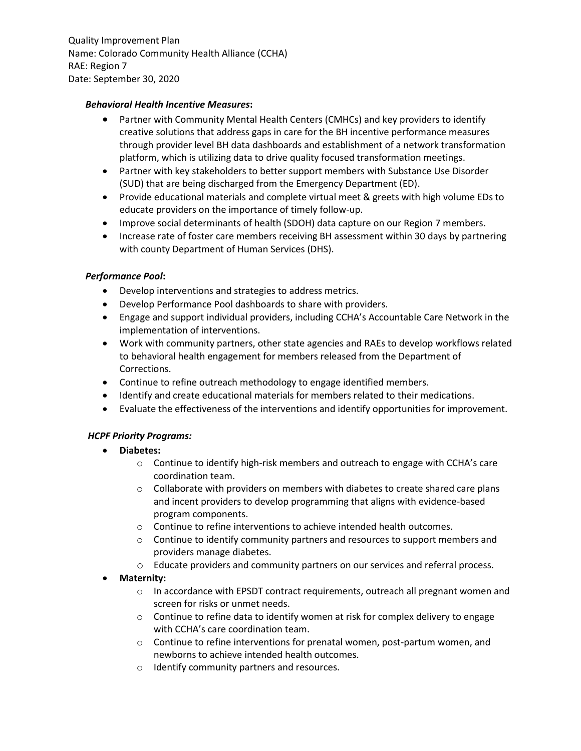Quality Improvement Plan
Name: Colorado Community Health Alliance (CCHA)
RAE: Region 7
Date: September 30, 2020

***Behavioral Health Incentive Measures*:**

- Partner with Community Mental Health Centers (CMHCs) and key providers to identify creative solutions that address gaps in care for the BH incentive performance measures through provider level BH data dashboards and establishment of a network transformation platform, which is utilizing data to drive quality focused transformation meetings.
- Partner with key stakeholders to better support members with Substance Use Disorder (SUD) that are being discharged from the Emergency Department (ED).
- Provide educational materials and complete virtual meet & greets with high volume EDs to educate providers on the importance of timely follow-up.
- Improve social determinants of health (SDOH) data capture on our Region 7 members.
- Increase rate of foster care members receiving BH assessment within 30 days by partnering with county Department of Human Services (DHS).

***Performance Pool*:**

- Develop interventions and strategies to address metrics.
- Develop Performance Pool dashboards to share with providers.
- Engage and support individual providers, including CCHA's Accountable Care Network in the implementation of interventions.
- Work with community partners, other state agencies and RAEs to develop workflows related to behavioral health engagement for members released from the Department of Corrections.
- Continue to refine outreach methodology to engage identified members.
- Identify and create educational materials for members related to their medications.
- Evaluate the effectiveness of the interventions and identify opportunities for improvement.

***HCPF Priority Programs:***

- **Diabetes:**
  - Continue to identify high-risk members and outreach to engage with CCHA's care coordination team.
  - Collaborate with providers on members with diabetes to create shared care plans and incent providers to develop programming that aligns with evidence-based program components.
  - Continue to refine interventions to achieve intended health outcomes.
  - Continue to identify community partners and resources to support members and providers manage diabetes.
  - Educate providers and community partners on our services and referral process.
- **Maternity:**
  - In accordance with EPSDT contract requirements, outreach all pregnant women and screen for risks or unmet needs.
  - Continue to refine data to identify women at risk for complex delivery to engage with CCHA's care coordination team.
  - Continue to refine interventions for prenatal women, post-partum women, and newborns to achieve intended health outcomes.
  - Identify community partners and resources.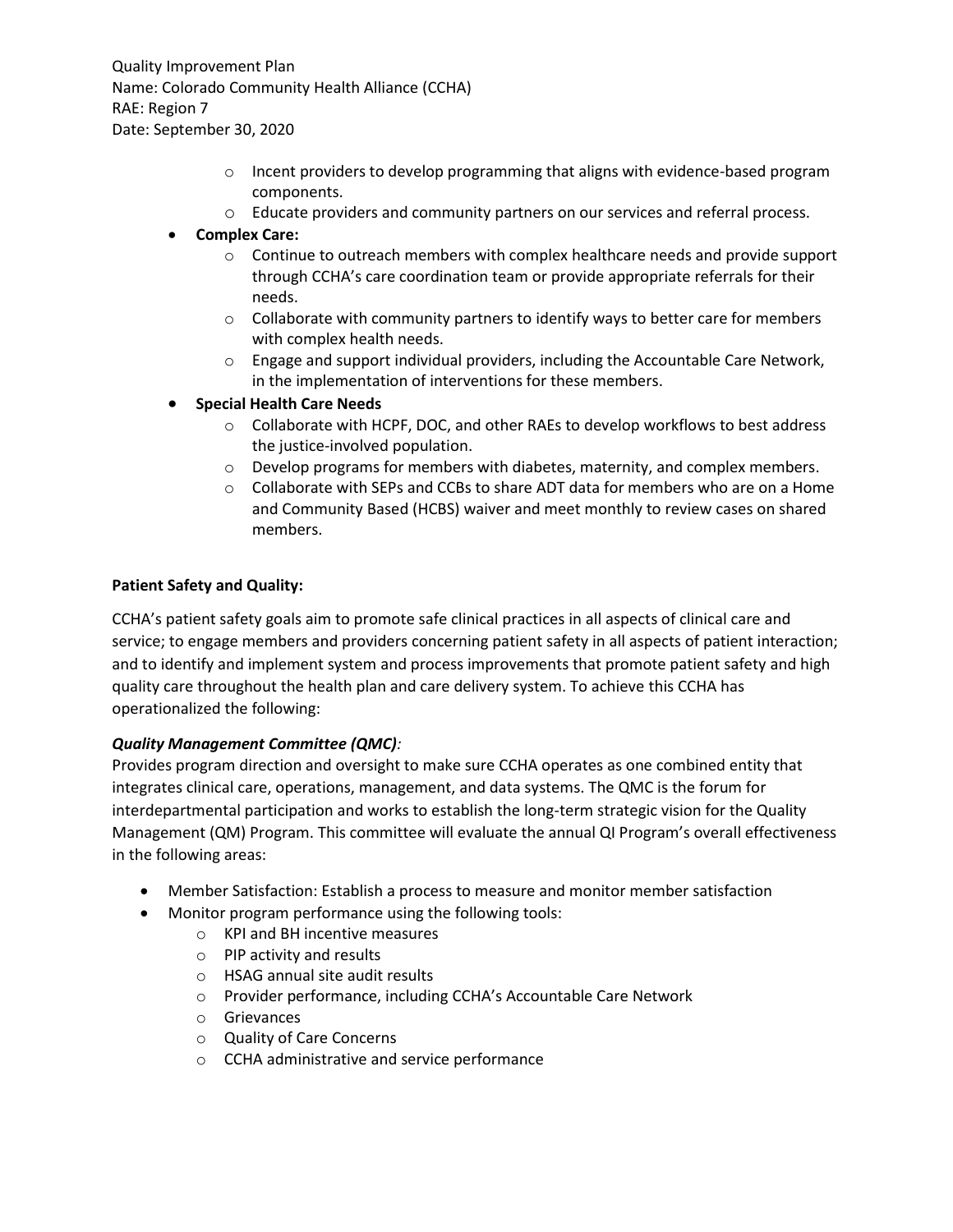- Incent providers to develop programming that aligns with evidence-based program components.
- Educate providers and community partners on our services and referral process.

- **Complex Care:**
    - Continue to outreach members with complex healthcare needs and provide support through CCHA's care coordination team or provide appropriate referrals for their needs.
    - Collaborate with community partners to identify ways to better care for members with complex health needs.
    - Engage and support individual providers, including the Accountable Care Network, in the implementation of interventions for these members.
- **Special Health Care Needs**
    - Collaborate with HCPF, DOC, and other RAEs to develop workflows to best address the justice-involved population.
    - Develop programs for members with diabetes, maternity, and complex members.
    - Collaborate with SEPs and CCBs to share ADT data for members who are on a Home and Community Based (HCBS) waiver and meet monthly to review cases on shared members.

**Patient Safety and Quality:**

CCHA's patient safety goals aim to promote safe clinical practices in all aspects of clinical care and service; to engage members and providers concerning patient safety in all aspects of patient interaction; and to identify and implement system and process improvements that promote patient safety and high quality care throughout the health plan and care delivery system. To achieve this CCHA has operationalized the following:

***Quality Management Committee (QMC):***

Provides program direction and oversight to make sure CCHA operates as one combined entity that integrates clinical care, operations, management, and data systems. The QMC is the forum for interdepartmental participation and works to establish the long-term strategic vision for the Quality Management (QM) Program. This committee will evaluate the annual QI Program's overall effectiveness in the following areas:

- Member Satisfaction: Establish a process to measure and monitor member satisfaction
- Monitor program performance using the following tools:
    - KPI and BH incentive measures
    - PIP activity and results
    - HSAG annual site audit results
    - Provider performance, including CCHA's Accountable Care Network
    - Grievances
    - Quality of Care Concerns
    - CCHA administrative and service performance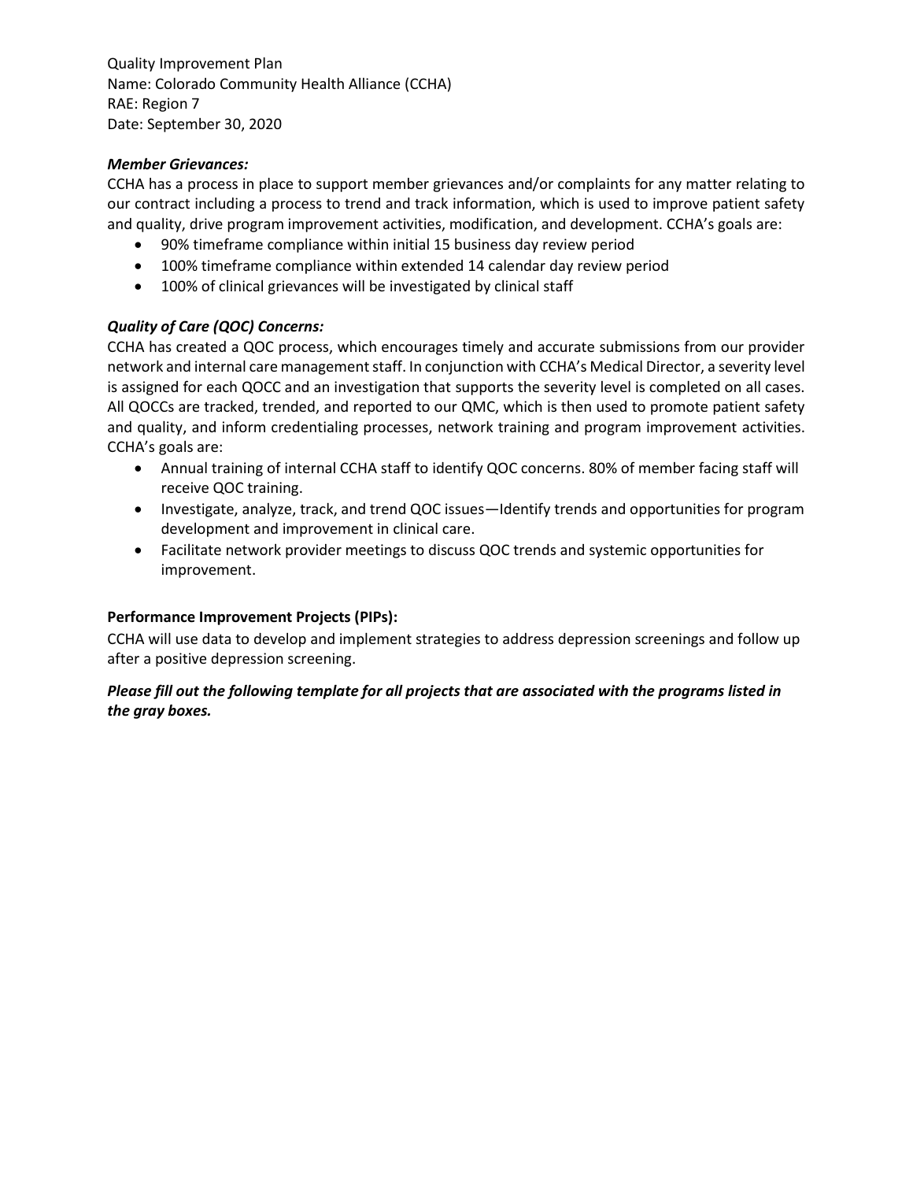Quality Improvement Plan
Name: Colorado Community Health Alliance (CCHA)
RAE: Region 7
Date: September 30, 2020

***Member Grievances:***

CCHA has a process in place to support member grievances and/or complaints for any matter relating to our contract including a process to trend and track information, which is used to improve patient safety and quality, drive program improvement activities, modification, and development. CCHA's goals are:

- 90% timeframe compliance within initial 15 business day review period
- 100% timeframe compliance within extended 14 calendar day review period
- 100% of clinical grievances will be investigated by clinical staff

***Quality of Care (QOC) Concerns:***

CCHA has created a QOC process, which encourages timely and accurate submissions from our provider network and internal care management staff. In conjunction with CCHA's Medical Director, a severity level is assigned for each QOCC and an investigation that supports the severity level is completed on all cases. All QOCCs are tracked, trended, and reported to our QMC, which is then used to promote patient safety and quality, and inform credentialing processes, network training and program improvement activities. CCHA's goals are:

- Annual training of internal CCHA staff to identify QOC concerns. 80% of member facing staff will receive QOC training.
- Investigate, analyze, track, and trend QOC issues—Identify trends and opportunities for program development and improvement in clinical care.
- Facilitate network provider meetings to discuss QOC trends and systemic opportunities for improvement.

**Performance Improvement Projects (PIPs):**

CCHA will use data to develop and implement strategies to address depression screenings and follow up after a positive depression screening.

***Please fill out the following template for all projects that are associated with the programs listed in the gray boxes.***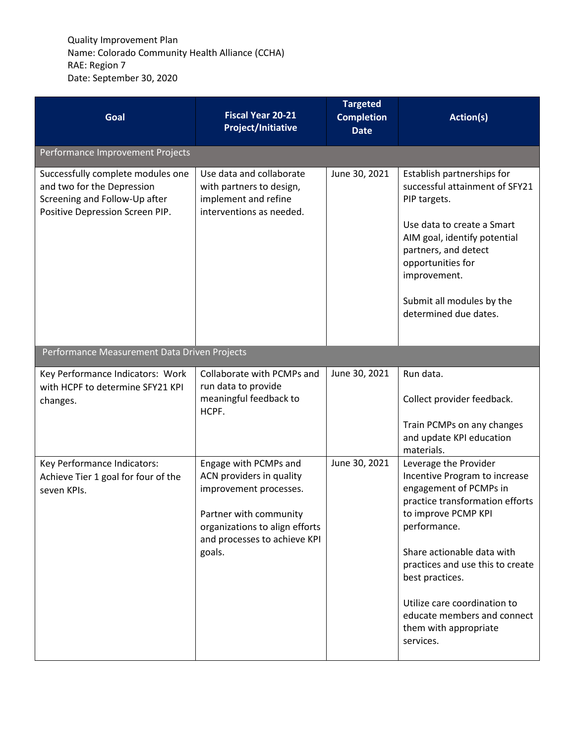Quality Improvement Plan
Name: Colorado Community Health Alliance (CCHA)
RAE: Region 7
Date: September 30, 2020

| Goal | Fiscal Year 20-21 Project/Initiative | Targeted Completion Date | Action(s) |
|---|---|---|---|
| **Performance Improvement Projects** | | | |
| Successfully complete modules one and two for the Depression Screening and Follow-Up after Positive Depression Screen PIP. | Use data and collaborate with partners to design, implement and refine interventions as needed. | June 30, 2021 | Establish partnerships for successful attainment of SFY21 PIP targets.<br><br>Use data to create a Smart AIM goal, identify potential partners, and detect opportunities for improvement.<br><br>Submit all modules by the determined due dates. |
| **Performance Measurement Data Driven Projects** | | | |
| Key Performance Indicators: Work with HCPF to determine SFY21 KPI changes. | Collaborate with PCMPs and run data to provide meaningful feedback to HCPF. | June 30, 2021 | Run data.<br><br>Collect provider feedback.<br><br>Train PCMPs on any changes and update KPI education materials. |
| Key Performance Indicators: Achieve Tier 1 goal for four of the seven KPIs. | Engage with PCMPs and ACN providers in quality improvement processes.<br><br>Partner with community organizations to align efforts and processes to achieve KPI goals. | June 30, 2021 | Leverage the Provider Incentive Program to increase engagement of PCMPs in practice transformation efforts to improve PCMP KPI performance.<br><br>Share actionable data with practices and use this to create best practices.<br><br>Utilize care coordination to educate members and connect them with appropriate services. |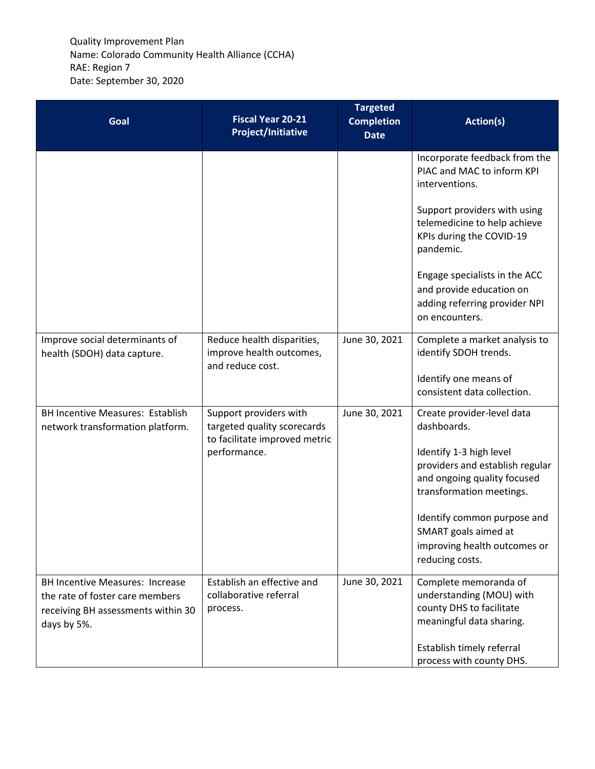Quality Improvement Plan
Name: Colorado Community Health Alliance (CCHA)
RAE: Region 7
Date: September 30, 2020

| Goal | Fiscal Year 20-21 Project/Initiative | Targeted Completion Date | Action(s) |
|---|---|---|---|
| | | | Incorporate feedback from the PIAC and MAC to inform KPI interventions.<br><br>Support providers with using telemedicine to help achieve KPIs during the COVID-19 pandemic.<br><br>Engage specialists in the ACC and provide education on adding referring provider NPI on encounters. |
| Improve social determinants of health (SDOH) data capture. | Reduce health disparities, improve health outcomes, and reduce cost. | June 30, 2021 | Complete a market analysis to identify SDOH trends.<br><br>Identify one means of consistent data collection. |
| BH Incentive Measures: Establish network transformation platform. | Support providers with targeted quality scorecards to facilitate improved metric performance. | June 30, 2021 | Create provider-level data dashboards.<br><br>Identify 1-3 high level providers and establish regular and ongoing quality focused transformation meetings.<br><br>Identify common purpose and SMART goals aimed at improving health outcomes or reducing costs. |
| BH Incentive Measures: Increase the rate of foster care members receiving BH assessments within 30 days by 5%. | Establish an effective and collaborative referral process. | June 30, 2021 | Complete memoranda of understanding (MOU) with county DHS to facilitate meaningful data sharing.<br><br>Establish timely referral process with county DHS. |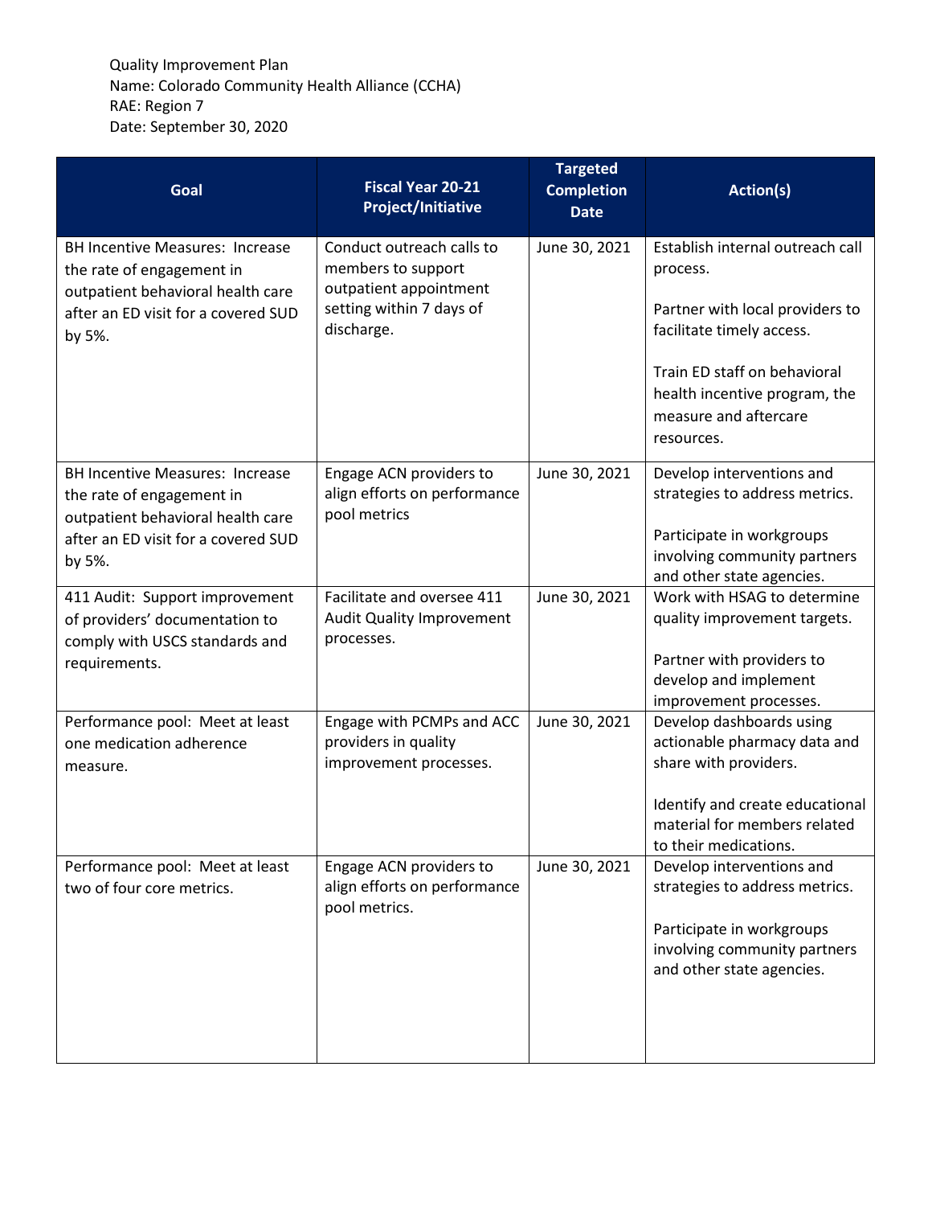Quality Improvement Plan
Name: Colorado Community Health Alliance (CCHA)
RAE: Region 7
Date: September 30, 2020

| Goal | Fiscal Year 20-21 Project/Initiative | Targeted Completion Date | Action(s) |
|---|---|---|---|
| BH Incentive Measures: Increase the rate of engagement in outpatient behavioral health care after an ED visit for a covered SUD by 5%. | Conduct outreach calls to members to support outpatient appointment setting within 7 days of discharge. | June 30, 2021 | Establish internal outreach call process.<br><br>Partner with local providers to facilitate timely access.<br><br>Train ED staff on behavioral health incentive program, the measure and aftercare resources. |
| BH Incentive Measures: Increase the rate of engagement in outpatient behavioral health care after an ED visit for a covered SUD by 5%. | Engage ACN providers to align efforts on performance pool metrics | June 30, 2021 | Develop interventions and strategies to address metrics.<br><br>Participate in workgroups involving community partners and other state agencies. |
| 411 Audit: Support improvement of providers' documentation to comply with USCS standards and requirements. | Facilitate and oversee 411 Audit Quality Improvement processes. | June 30, 2021 | Work with HSAG to determine quality improvement targets.<br><br>Partner with providers to develop and implement improvement processes. |
| Performance pool: Meet at least one medication adherence measure. | Engage with PCMPs and ACC providers in quality improvement processes. | June 30, 2021 | Develop dashboards using actionable pharmacy data and share with providers.<br><br>Identify and create educational material for members related to their medications. |
| Performance pool: Meet at least two of four core metrics. | Engage ACN providers to align efforts on performance pool metrics. | June 30, 2021 | Develop interventions and strategies to address metrics.<br><br>Participate in workgroups involving community partners and other state agencies. |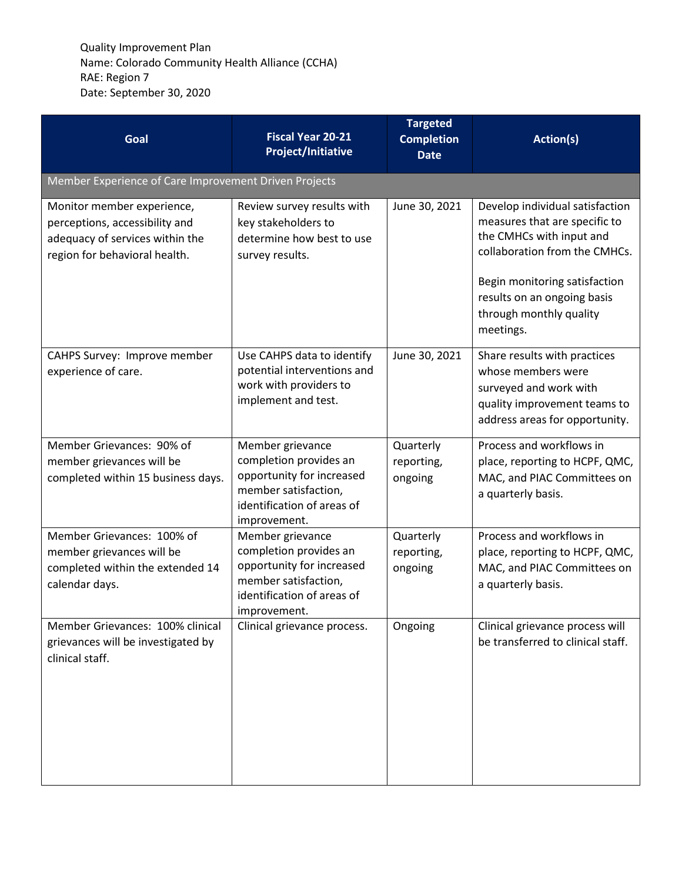Quality Improvement Plan
Name: Colorado Community Health Alliance (CCHA)
RAE: Region 7
Date: September 30, 2020

| Goal | Fiscal Year 20-21 Project/Initiative | Targeted Completion Date | Action(s) |
|---|---|---|---|
| Member Experience of Care Improvement Driven Projects | | | |
| Monitor member experience, perceptions, accessibility and adequacy of services within the region for behavioral health. | Review survey results with key stakeholders to determine how best to use survey results. | June 30, 2021 | Develop individual satisfaction measures that are specific to the CMHCs with input and collaboration from the CMHCs.<br><br>Begin monitoring satisfaction results on an ongoing basis through monthly quality meetings. |
| CAHPS Survey: Improve member experience of care. | Use CAHPS data to identify potential interventions and work with providers to implement and test. | June 30, 2021 | Share results with practices whose members were surveyed and work with quality improvement teams to address areas for opportunity. |
| Member Grievances: 90% of member grievances will be completed within 15 business days. | Member grievance completion provides an opportunity for increased member satisfaction, identification of areas of improvement. | Quarterly reporting, ongoing | Process and workflows in place, reporting to HCPF, QMC, MAC, and PIAC Committees on a quarterly basis. |
| Member Grievances: 100% of member grievances will be completed within the extended 14 calendar days. | Member grievance completion provides an opportunity for increased member satisfaction, identification of areas of improvement. | Quarterly reporting, ongoing | Process and workflows in place, reporting to HCPF, QMC, MAC, and PIAC Committees on a quarterly basis. |
| Member Grievances: 100% clinical grievances will be investigated by clinical staff. | Clinical grievance process. | Ongoing | Clinical grievance process will be transferred to clinical staff. |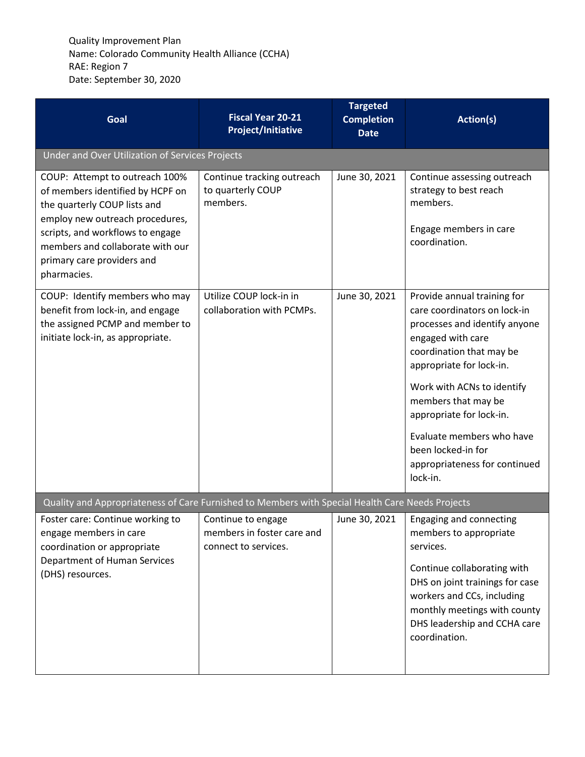Quality Improvement Plan
Name: Colorado Community Health Alliance (CCHA)
RAE: Region 7
Date: September 30, 2020

| Goal | Fiscal Year 20-21 Project/Initiative | Targeted Completion Date | Action(s) |
|---|---|---|---|
| **Under and Over Utilization of Services Projects** | | | |
| COUP: Attempt to outreach 100% of members identified by HCPF on the quarterly COUP lists and employ new outreach procedures, scripts, and workflows to engage members and collaborate with our primary care providers and pharmacies. | Continue tracking outreach to quarterly COUP members. | June 30, 2021 | Continue assessing outreach strategy to best reach members.<br><br>Engage members in care coordination. |
| COUP: Identify members who may benefit from lock-in, and engage the assigned PCMP and member to initiate lock-in, as appropriate. | Utilize COUP lock-in in collaboration with PCMPs. | June 30, 2021 | Provide annual training for care coordinators on lock-in processes and identify anyone engaged with care coordination that may be appropriate for lock-in.<br><br>Work with ACNs to identify members that may be appropriate for lock-in.<br><br>Evaluate members who have been locked-in for appropriateness for continued lock-in. |
| **Quality and Appropriateness of Care Furnished to Members with Special Health Care Needs Projects** | | | |
| Foster care: Continue working to engage members in care coordination or appropriate Department of Human Services (DHS) resources. | Continue to engage members in foster care and connect to services. | June 30, 2021 | Engaging and connecting members to appropriate services.<br><br>Continue collaborating with DHS on joint trainings for case workers and CCs, including monthly meetings with county DHS leadership and CCHA care coordination. |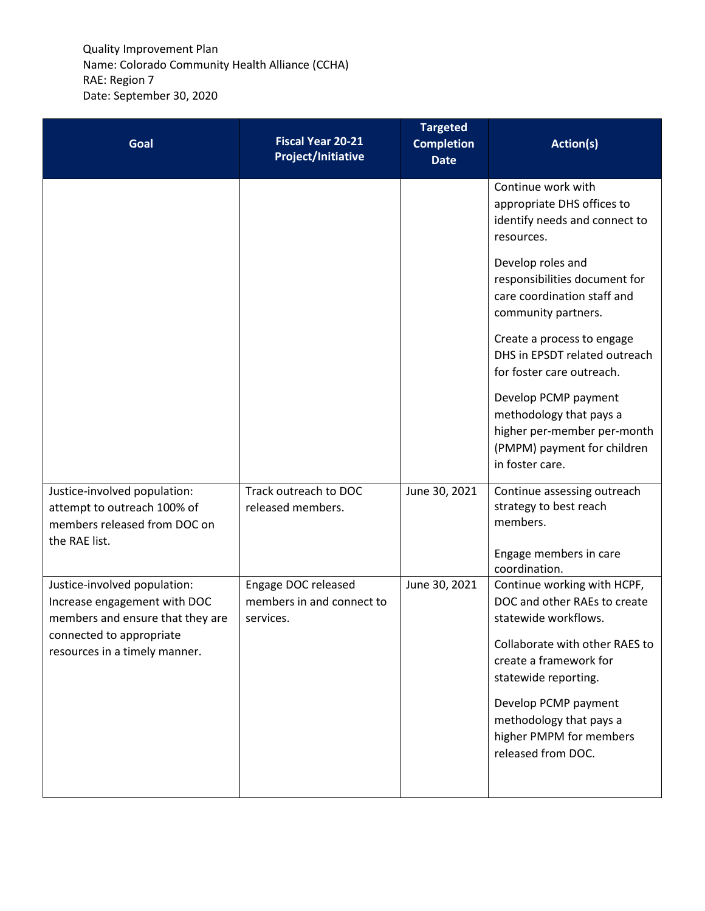Quality Improvement Plan
Name: Colorado Community Health Alliance (CCHA)
RAE: Region 7
Date: September 30, 2020

| Goal | Fiscal Year 20-21 Project/Initiative | Targeted Completion Date | Action(s) |
|---|---|---|---|
| | | | Continue work with appropriate DHS offices to identify needs and connect to resources.<br><br>Develop roles and responsibilities document for care coordination staff and community partners.<br><br>Create a process to engage DHS in EPSDT related outreach for foster care outreach.<br><br>Develop PCMP payment methodology that pays a higher per-member per-month (PMPM) payment for children in foster care. |
| Justice-involved population: attempt to outreach 100% of members released from DOC on the RAE list. | Track outreach to DOC released members. | June 30, 2021 | Continue assessing outreach strategy to best reach members.<br><br>Engage members in care coordination. |
| Justice-involved population: Increase engagement with DOC members and ensure that they are connected to appropriate resources in a timely manner. | Engage DOC released members in and connect to services. | June 30, 2021 | Continue working with HCPF, DOC and other RAEs to create statewide workflows.<br><br>Collaborate with other RAES to create a framework for statewide reporting.<br><br>Develop PCMP payment methodology that pays a higher PMPM for members released from DOC. |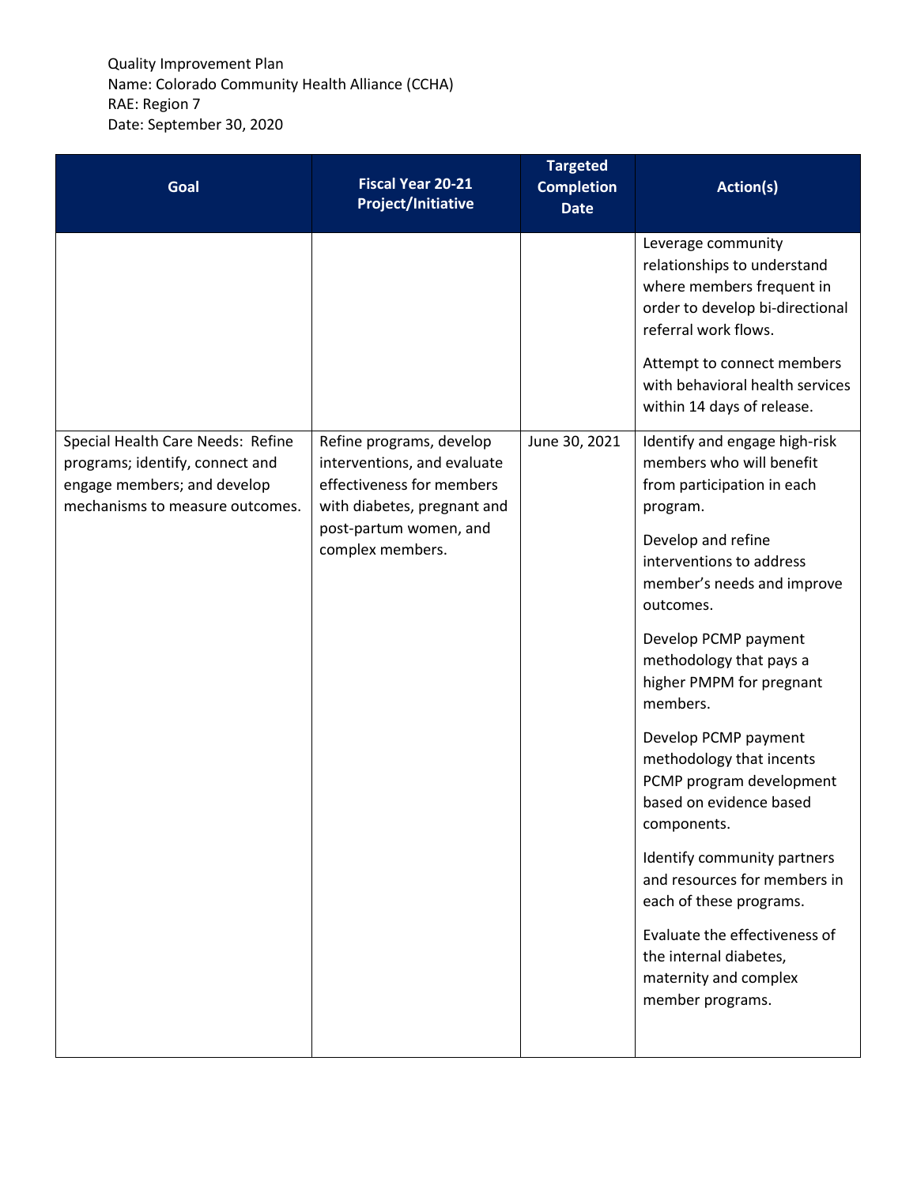Quality Improvement Plan
Name: Colorado Community Health Alliance (CCHA)
RAE: Region 7
Date: September 30, 2020

| Goal | Fiscal Year 20-21 Project/Initiative | Targeted Completion Date | Action(s) |
|---|---|---|---|
| | | | Leverage community relationships to understand where members frequent in order to develop bi-directional referral work flows.<br><br>Attempt to connect members with behavioral health services within 14 days of release. |
| Special Health Care Needs: Refine programs; identify, connect and engage members; and develop mechanisms to measure outcomes. | Refine programs, develop interventions, and evaluate effectiveness for members with diabetes, pregnant and post-partum women, and complex members. | June 30, 2021 | Identify and engage high-risk members who will benefit from participation in each program.<br><br>Develop and refine interventions to address member's needs and improve outcomes.<br><br>Develop PCMP payment methodology that pays a higher PMPM for pregnant members.<br><br>Develop PCMP payment methodology that incents PCMP program development based on evidence based components.<br><br>Identify community partners and resources for members in each of these programs.<br><br>Evaluate the effectiveness of the internal diabetes, maternity and complex member programs. |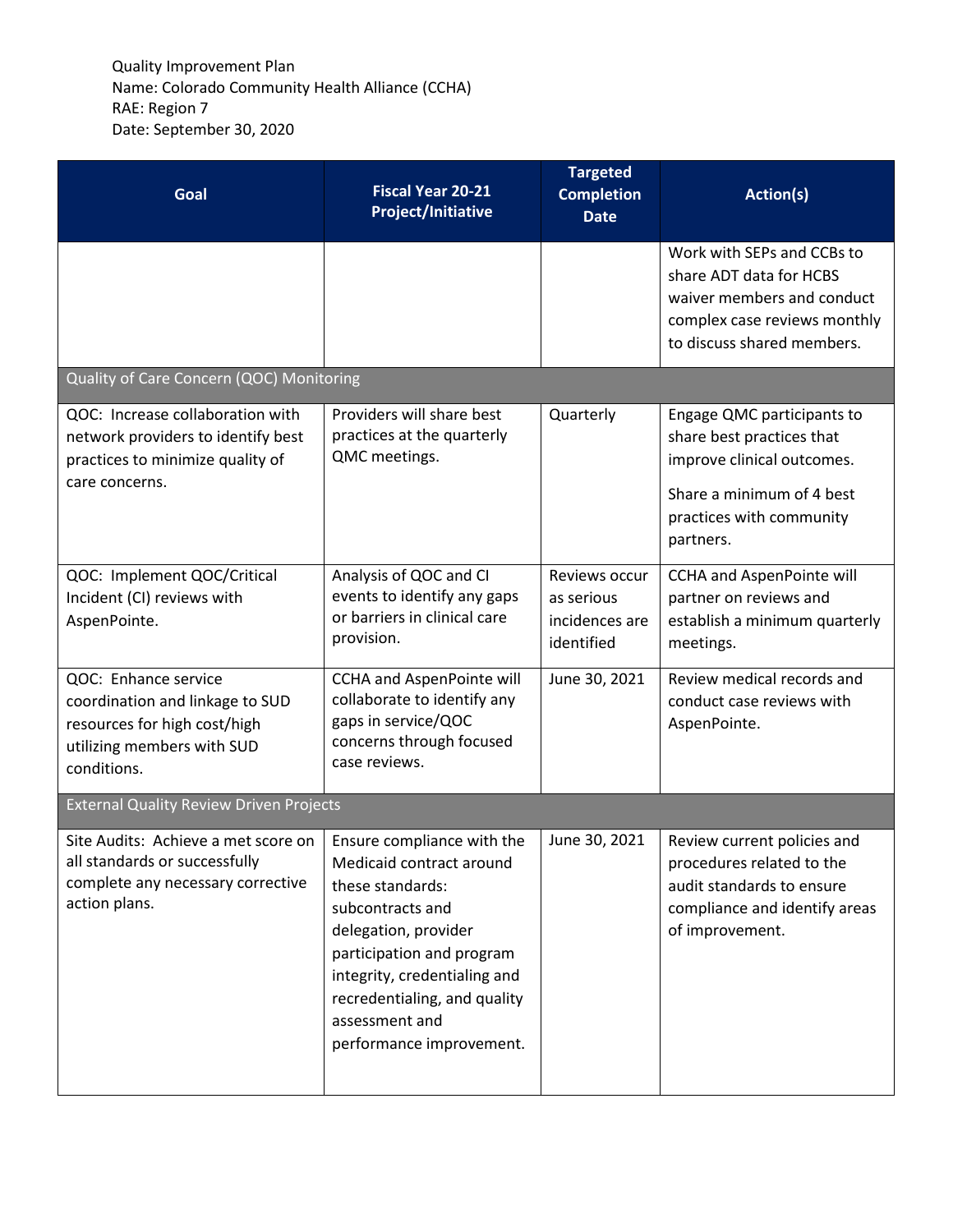Quality Improvement Plan
Name: Colorado Community Health Alliance (CCHA)
RAE: Region 7
Date: September 30, 2020

| Goal | Fiscal Year 20-21 Project/Initiative | Targeted Completion Date | Action(s) |
|---|---|---|---|
| | | | Work with SEPs and CCBs to share ADT data for HCBS waiver members and conduct complex case reviews monthly to discuss shared members. |
| **Quality of Care Concern (QOC) Monitoring** | | | |
| QOC: Increase collaboration with network providers to identify best practices to minimize quality of care concerns. | Providers will share best practices at the quarterly QMC meetings. | Quarterly | Engage QMC participants to share best practices that improve clinical outcomes.<br><br>Share a minimum of 4 best practices with community partners. |
| QOC: Implement QOC/Critical Incident (CI) reviews with AspenPointe. | Analysis of QOC and CI events to identify any gaps or barriers in clinical care provision. | Reviews occur as serious incidences are identified | CCHA and AspenPointe will partner on reviews and establish a minimum quarterly meetings. |
| QOC: Enhance service coordination and linkage to SUD resources for high cost/high utilizing members with SUD conditions. | CCHA and AspenPointe will collaborate to identify any gaps in service/QOC concerns through focused case reviews. | June 30, 2021 | Review medical records and conduct case reviews with AspenPointe. |
| **External Quality Review Driven Projects** | | | |
| Site Audits: Achieve a met score on all standards or successfully complete any necessary corrective action plans. | Ensure compliance with the Medicaid contract around these standards: subcontracts and delegation, provider participation and program integrity, credentialing and recredentialing, and quality assessment and performance improvement. | June 30, 2021 | Review current policies and procedures related to the audit standards to ensure compliance and identify areas of improvement. |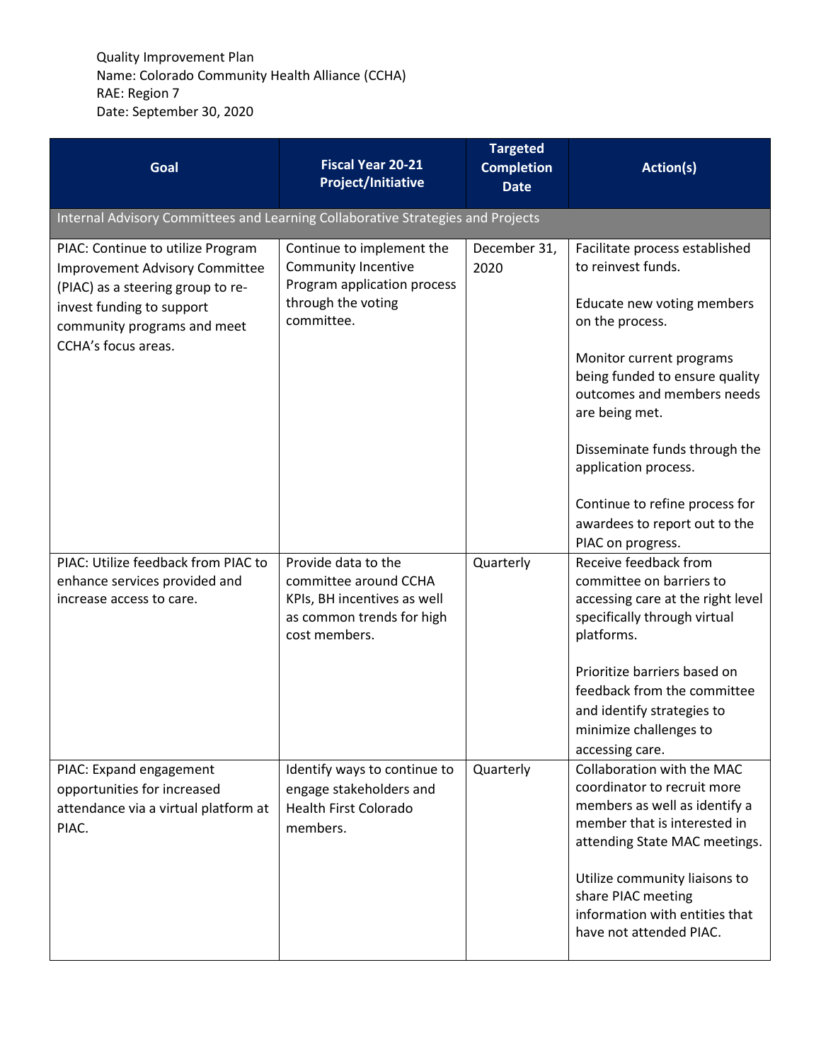Quality Improvement Plan
Name: Colorado Community Health Alliance (CCHA)
RAE: Region 7
Date: September 30, 2020

| Goal | Fiscal Year 20-21 Project/Initiative | Targeted Completion Date | Action(s) |
|---|---|---|---|
| Internal Advisory Committees and Learning Collaborative Strategies and Projects | | | |
| PIAC: Continue to utilize Program Improvement Advisory Committee (PIAC) as a steering group to re-invest funding to support community programs and meet CCHA's focus areas. | Continue to implement the Community Incentive Program application process through the voting committee. | December 31, 2020 | Facilitate process established to reinvest funds.<br><br>Educate new voting members on the process.<br><br>Monitor current programs being funded to ensure quality outcomes and members needs are being met.<br><br>Disseminate funds through the application process.<br><br>Continue to refine process for awardees to report out to the PIAC on progress. |
| PIAC: Utilize feedback from PIAC to enhance services provided and increase access to care. | Provide data to the committee around CCHA KPIs, BH incentives as well as common trends for high cost members. | Quarterly | Receive feedback from committee on barriers to accessing care at the right level specifically through virtual platforms.<br><br>Prioritize barriers based on feedback from the committee and identify strategies to minimize challenges to accessing care. |
| PIAC: Expand engagement opportunities for increased attendance via a virtual platform at PIAC. | Identify ways to continue to engage stakeholders and Health First Colorado members. | Quarterly | Collaboration with the MAC coordinator to recruit more members as well as identify a member that is interested in attending State MAC meetings.<br><br>Utilize community liaisons to share PIAC meeting information with entities that have not attended PIAC. |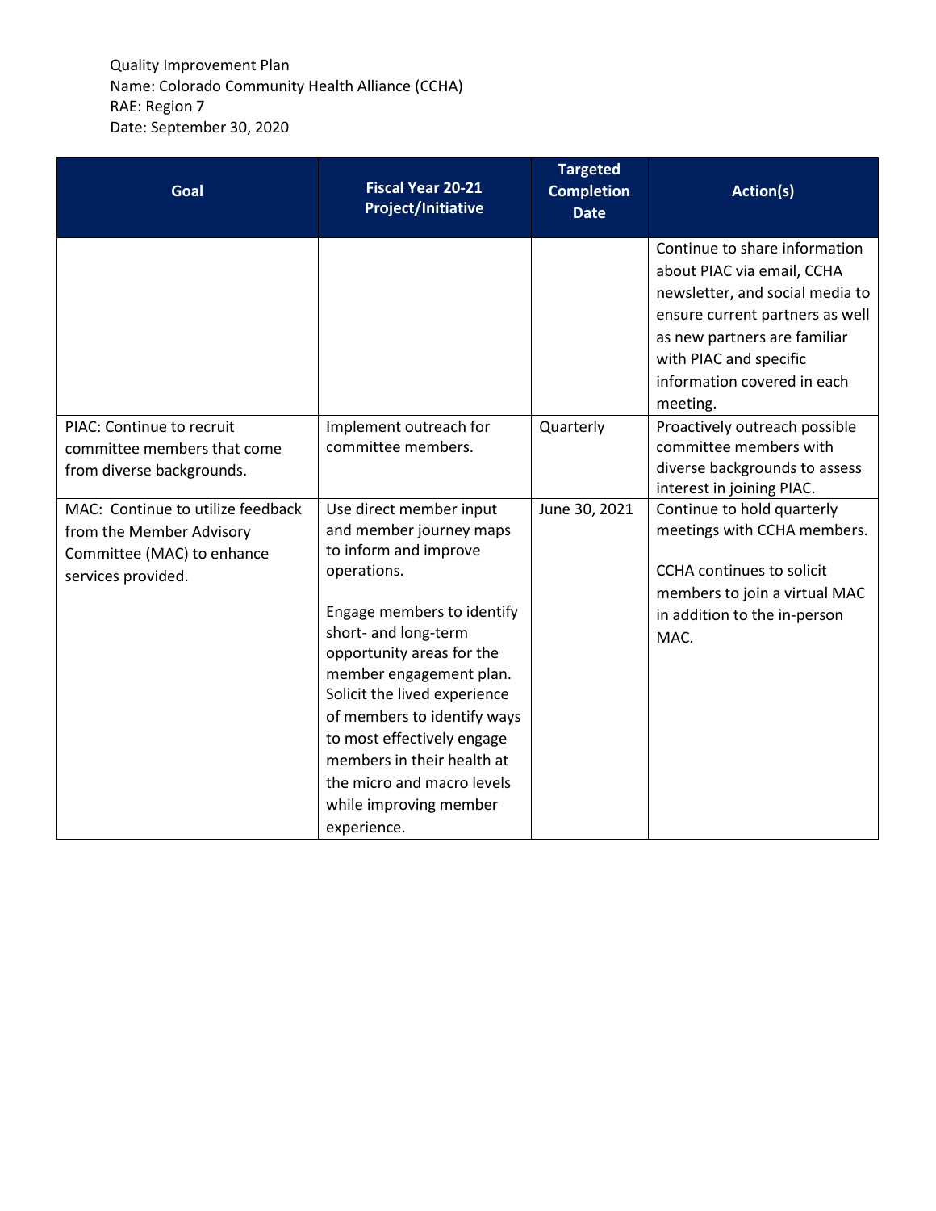Quality Improvement Plan
Name: Colorado Community Health Alliance (CCHA)
RAE: Region 7
Date: September 30, 2020

| Goal | Fiscal Year 20-21 Project/Initiative | Targeted Completion Date | Action(s) |
|---|---|---|---|
| | | | Continue to share information about PIAC via email, CCHA newsletter, and social media to ensure current partners as well as new partners are familiar with PIAC and specific information covered in each meeting. |
| PIAC: Continue to recruit committee members that come from diverse backgrounds. | Implement outreach for committee members. | Quarterly | Proactively outreach possible committee members with diverse backgrounds to assess interest in joining PIAC. |
| MAC: Continue to utilize feedback from the Member Advisory Committee (MAC) to enhance services provided. | Use direct member input and member journey maps to inform and improve operations.<br><br>Engage members to identify short- and long-term opportunity areas for the member engagement plan. Solicit the lived experience of members to identify ways to most effectively engage members in their health at the micro and macro levels while improving member experience. | June 30, 2021 | Continue to hold quarterly meetings with CCHA members.<br><br>CCHA continues to solicit members to join a virtual MAC in addition to the in-person MAC. |